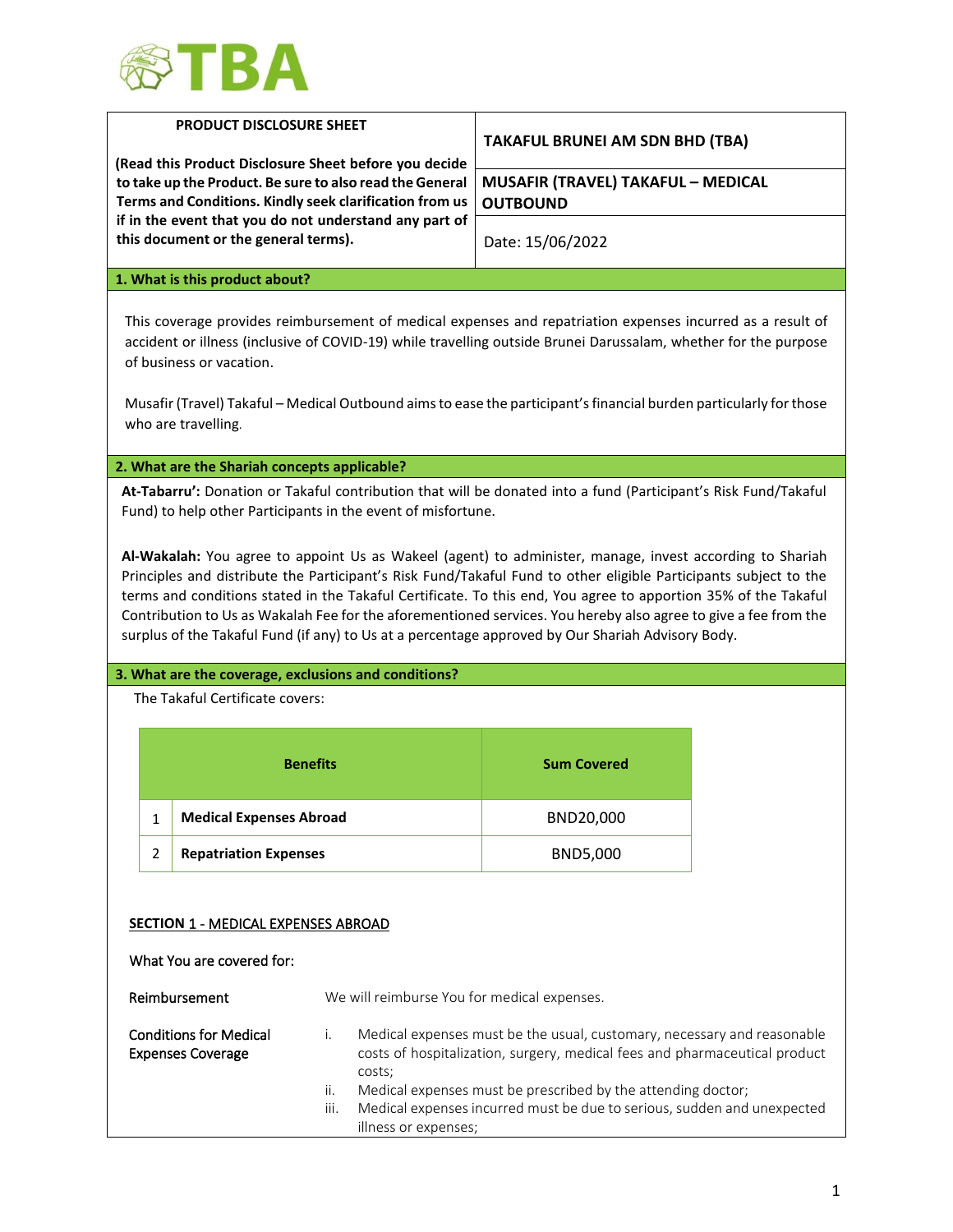TBA

| PRODUCT DISCLOSURE SHEET | TAKAFUL BRUNEI AM SDN BHD (TBA) |
|---|---|
| **(Read this Product Disclosure Sheet before you decide to take up the Product. Be sure to also read the General Terms and Conditions. Kindly seek clarification from us if in the event that you do not understand any part of this document or the general terms).** | **MUSAFIR (TRAVEL) TAKAFUL – MEDICAL OUTBOUND** |
| | Date: 15/06/2022 |

## 1. What is this product about?

This coverage provides reimbursement of medical expenses and repatriation expenses incurred as a result of accident or illness (inclusive of COVID-19) while travelling outside Brunei Darussalam, whether for the purpose of business or vacation.

Musafir (Travel) Takaful – Medical Outbound aims to ease the participant's financial burden particularly for those who are travelling.

## 2. What are the Shariah concepts applicable?

**At-Tabarru':** Donation or Takaful contribution that will be donated into a fund (Participant's Risk Fund/Takaful Fund) to help other Participants in the event of misfortune.

**Al-Wakalah:** You agree to appoint Us as Wakeel (agent) to administer, manage, invest according to Shariah Principles and distribute the Participant's Risk Fund/Takaful Fund to other eligible Participants subject to the terms and conditions stated in the Takaful Certificate. To this end, You agree to apportion 35% of the Takaful Contribution to Us as Wakalah Fee for the aforementioned services. You hereby also agree to give a fee from the surplus of the Takaful Fund (if any) to Us at a percentage approved by Our Shariah Advisory Body.

## 3. What are the coverage, exclusions and conditions?

The Takaful Certificate covers:

| | Benefits | Sum Covered |
|---|---|---|
| 1 | **Medical Expenses Abroad** | BND20,000 |
| 2 | **Repatriation Expenses** | BND5,000 |

### SECTION 1 - MEDICAL EXPENSES ABROAD

What You are covered for:

**Reimbursement**

We will reimburse You for medical expenses.

**Conditions for Medical Expenses Coverage**

i. Medical expenses must be the usual, customary, necessary and reasonable costs of hospitalization, surgery, medical fees and pharmaceutical product costs;
ii. Medical expenses must be prescribed by the attending doctor;
iii. Medical expenses incurred must be due to serious, sudden and unexpected illness or expenses;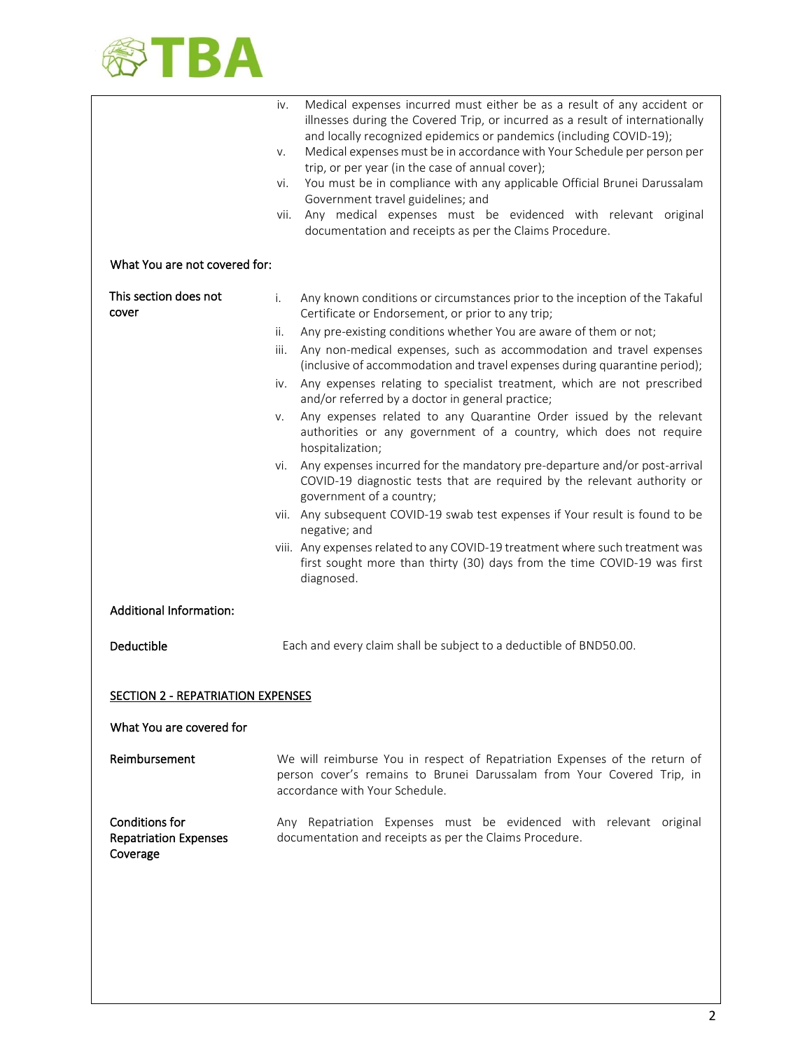iv. Medical expenses incurred must either be as a result of any accident or illnesses during the Covered Trip, or incurred as a result of internationally and locally recognized epidemics or pandemics (including COVID-19);

v. Medical expenses must be in accordance with Your Schedule per person per trip, or per year (in the case of annual cover);

vi. You must be in compliance with any applicable Official Brunei Darussalam Government travel guidelines; and

vii. Any medical expenses must be evidenced with relevant original documentation and receipts as per the Claims Procedure.

**What You are not covered for:**

**This section does not cover**

i. Any known conditions or circumstances prior to the inception of the Takaful Certificate or Endorsement, or prior to any trip;

ii. Any pre-existing conditions whether You are aware of them or not;

iii. Any non-medical expenses, such as accommodation and travel expenses (inclusive of accommodation and travel expenses during quarantine period);

iv. Any expenses relating to specialist treatment, which are not prescribed and/or referred by a doctor in general practice;

v. Any expenses related to any Quarantine Order issued by the relevant authorities or any government of a country, which does not require hospitalization;

vi. Any expenses incurred for the mandatory pre-departure and/or post-arrival COVID-19 diagnostic tests that are required by the relevant authority or government of a country;

vii. Any subsequent COVID-19 swab test expenses if Your result is found to be negative; and

viii. Any expenses related to any COVID-19 treatment where such treatment was first sought more than thirty (30) days from the time COVID-19 was first diagnosed.

**Additional Information:**

**Deductible**

Each and every claim shall be subject to a deductible of BND50.00.

## SECTION 2 - REPATRIATION EXPENSES

**What You are covered for**

**Reimbursement**

We will reimburse You in respect of Repatriation Expenses of the return of person cover's remains to Brunei Darussalam from Your Covered Trip, in accordance with Your Schedule.

**Conditions for Repatriation Expenses Coverage**

Any Repatriation Expenses must be evidenced with relevant original documentation and receipts as per the Claims Procedure.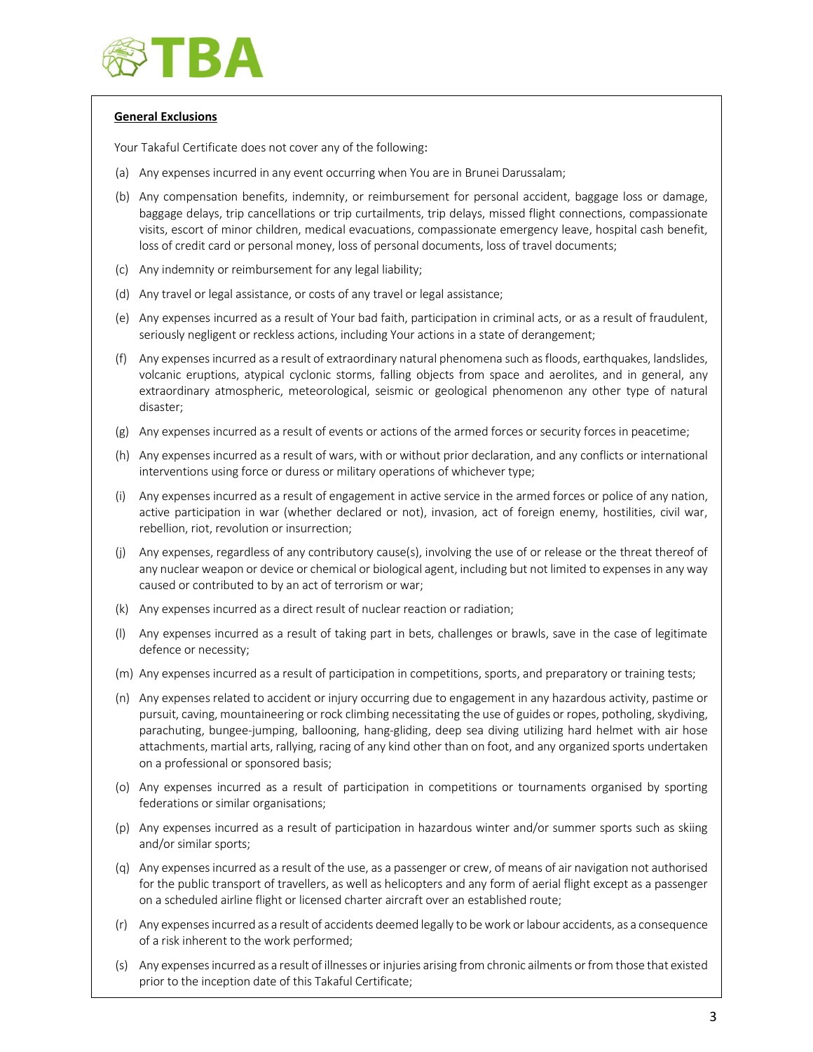**General Exclusions**

Your Takaful Certificate does not cover any of the following:

(a) Any expenses incurred in any event occurring when You are in Brunei Darussalam;

(b) Any compensation benefits, indemnity, or reimbursement for personal accident, baggage loss or damage, baggage delays, trip cancellations or trip curtailments, trip delays, missed flight connections, compassionate visits, escort of minor children, medical evacuations, compassionate emergency leave, hospital cash benefit, loss of credit card or personal money, loss of personal documents, loss of travel documents;

(c) Any indemnity or reimbursement for any legal liability;

(d) Any travel or legal assistance, or costs of any travel or legal assistance;

(e) Any expenses incurred as a result of Your bad faith, participation in criminal acts, or as a result of fraudulent, seriously negligent or reckless actions, including Your actions in a state of derangement;

(f) Any expenses incurred as a result of extraordinary natural phenomena such as floods, earthquakes, landslides, volcanic eruptions, atypical cyclonic storms, falling objects from space and aerolites, and in general, any extraordinary atmospheric, meteorological, seismic or geological phenomenon any other type of natural disaster;

(g) Any expenses incurred as a result of events or actions of the armed forces or security forces in peacetime;

(h) Any expenses incurred as a result of wars, with or without prior declaration, and any conflicts or international interventions using force or duress or military operations of whichever type;

(i) Any expenses incurred as a result of engagement in active service in the armed forces or police of any nation, active participation in war (whether declared or not), invasion, act of foreign enemy, hostilities, civil war, rebellion, riot, revolution or insurrection;

(j) Any expenses, regardless of any contributory cause(s), involving the use of or release or the threat thereof of any nuclear weapon or device or chemical or biological agent, including but not limited to expenses in any way caused or contributed to by an act of terrorism or war;

(k) Any expenses incurred as a direct result of nuclear reaction or radiation;

(l) Any expenses incurred as a result of taking part in bets, challenges or brawls, save in the case of legitimate defence or necessity;

(m) Any expenses incurred as a result of participation in competitions, sports, and preparatory or training tests;

(n) Any expenses related to accident or injury occurring due to engagement in any hazardous activity, pastime or pursuit, caving, mountaineering or rock climbing necessitating the use of guides or ropes, potholing, skydiving, parachuting, bungee-jumping, ballooning, hang-gliding, deep sea diving utilizing hard helmet with air hose attachments, martial arts, rallying, racing of any kind other than on foot, and any organized sports undertaken on a professional or sponsored basis;

(o) Any expenses incurred as a result of participation in competitions or tournaments organised by sporting federations or similar organisations;

(p) Any expenses incurred as a result of participation in hazardous winter and/or summer sports such as skiing and/or similar sports;

(q) Any expenses incurred as a result of the use, as a passenger or crew, of means of air navigation not authorised for the public transport of travellers, as well as helicopters and any form of aerial flight except as a passenger on a scheduled airline flight or licensed charter aircraft over an established route;

(r) Any expenses incurred as a result of accidents deemed legally to be work or labour accidents, as a consequence of a risk inherent to the work performed;

(s) Any expenses incurred as a result of illnesses or injuries arising from chronic ailments or from those that existed prior to the inception date of this Takaful Certificate;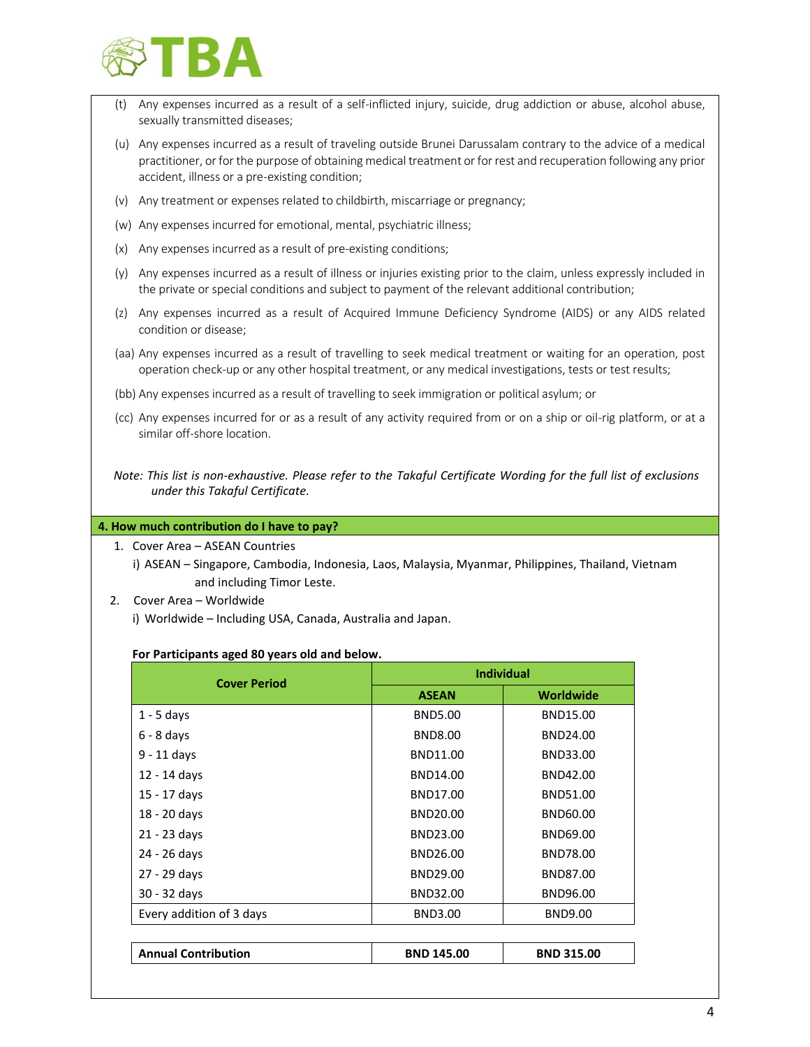(t) Any expenses incurred as a result of a self-inflicted injury, suicide, drug addiction or abuse, alcohol abuse, sexually transmitted diseases;

(u) Any expenses incurred as a result of traveling outside Brunei Darussalam contrary to the advice of a medical practitioner, or for the purpose of obtaining medical treatment or for rest and recuperation following any prior accident, illness or a pre-existing condition;

(v) Any treatment or expenses related to childbirth, miscarriage or pregnancy;

(w) Any expenses incurred for emotional, mental, psychiatric illness;

(x) Any expenses incurred as a result of pre-existing conditions;

(y) Any expenses incurred as a result of illness or injuries existing prior to the claim, unless expressly included in the private or special conditions and subject to payment of the relevant additional contribution;

(z) Any expenses incurred as a result of Acquired Immune Deficiency Syndrome (AIDS) or any AIDS related condition or disease;

(aa) Any expenses incurred as a result of travelling to seek medical treatment or waiting for an operation, post operation check-up or any other hospital treatment, or any medical investigations, tests or test results;

(bb) Any expenses incurred as a result of travelling to seek immigration or political asylum; or

(cc) Any expenses incurred for or as a result of any activity required from or on a ship or oil-rig platform, or at a similar off-shore location.

*Note: This list is non-exhaustive. Please refer to the Takaful Certificate Wording for the full list of exclusions under this Takaful Certificate.*

## 4. How much contribution do I have to pay?

1. Cover Area – ASEAN Countries
   i) ASEAN – Singapore, Cambodia, Indonesia, Laos, Malaysia, Myanmar, Philippines, Thailand, Vietnam and including Timor Leste.
2. Cover Area – Worldwide
   i) Worldwide – Including USA, Canada, Australia and Japan.

**For Participants aged 80 years old and below.**

| Cover Period | Individual | |
|---|---|---|
| | ASEAN | Worldwide |
| 1 - 5 days | BND5.00 | BND15.00 |
| 6 - 8 days | BND8.00 | BND24.00 |
| 9 - 11 days | BND11.00 | BND33.00 |
| 12 - 14 days | BND14.00 | BND42.00 |
| 15 - 17 days | BND17.00 | BND51.00 |
| 18 - 20 days | BND20.00 | BND60.00 |
| 21 - 23 days | BND23.00 | BND69.00 |
| 24 - 26 days | BND26.00 | BND78.00 |
| 27 - 29 days | BND29.00 | BND87.00 |
| 30 - 32 days | BND32.00 | BND96.00 |
| Every addition of 3 days | BND3.00 | BND9.00 |

| **Annual Contribution** | **BND 145.00** | **BND 315.00** |
|---|---|---|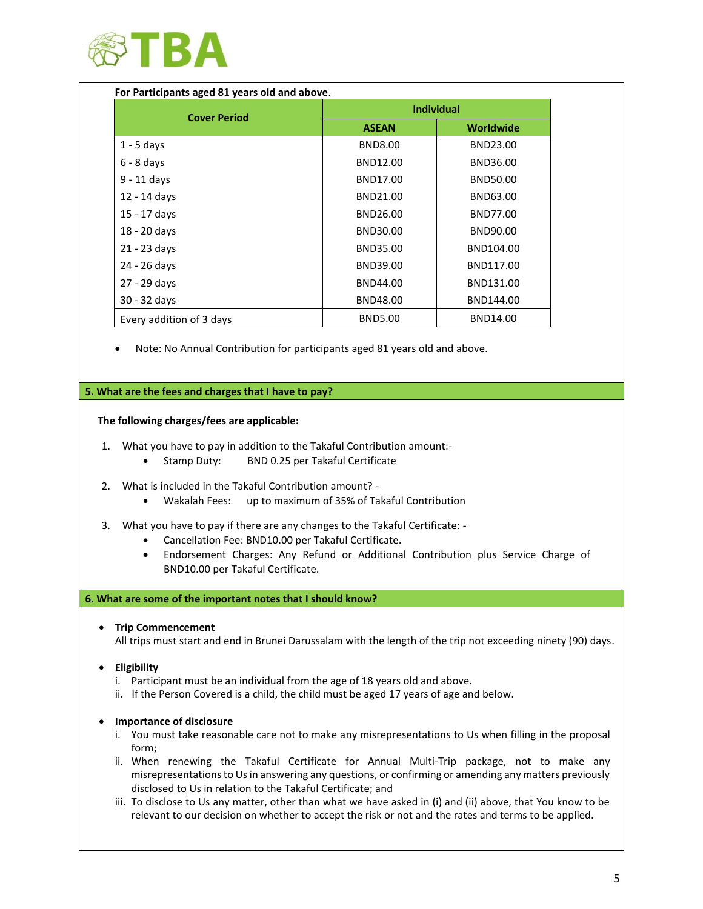**For Participants aged 81 years old and above**.

| Cover Period | Individual | |
|---|---|---|
| | ASEAN | Worldwide |
| 1 - 5 days | BND8.00 | BND23.00 |
| 6 - 8 days | BND12.00 | BND36.00 |
| 9 - 11 days | BND17.00 | BND50.00 |
| 12 - 14 days | BND21.00 | BND63.00 |
| 15 - 17 days | BND26.00 | BND77.00 |
| 18 - 20 days | BND30.00 | BND90.00 |
| 21 - 23 days | BND35.00 | BND104.00 |
| 24 - 26 days | BND39.00 | BND117.00 |
| 27 - 29 days | BND44.00 | BND131.00 |
| 30 - 32 days | BND48.00 | BND144.00 |
| Every addition of 3 days | BND5.00 | BND14.00 |

- Note: No Annual Contribution for participants aged 81 years old and above.

## 5. What are the fees and charges that I have to pay?

**The following charges/fees are applicable:**

1. What you have to pay in addition to the Takaful Contribution amount:-
   - Stamp Duty: BND 0.25 per Takaful Certificate
2. What is included in the Takaful Contribution amount? -
   - Wakalah Fees: up to maximum of 35% of Takaful Contribution
3. What you have to pay if there are any changes to the Takaful Certificate: -
   - Cancellation Fee: BND10.00 per Takaful Certificate.
   - Endorsement Charges: Any Refund or Additional Contribution plus Service Charge of BND10.00 per Takaful Certificate.

## 6. What are some of the important notes that I should know?

- **Trip Commencement**
  All trips must start and end in Brunei Darussalam with the length of the trip not exceeding ninety (90) days.

- **Eligibility**
  i. Participant must be an individual from the age of 18 years old and above.
  ii. If the Person Covered is a child, the child must be aged 17 years of age and below.

- **Importance of disclosure**
  i. You must take reasonable care not to make any misrepresentations to Us when filling in the proposal form;
  ii. When renewing the Takaful Certificate for Annual Multi-Trip package, not to make any misrepresentations to Us in answering any questions, or confirming or amending any matters previously disclosed to Us in relation to the Takaful Certificate; and
  iii. To disclose to Us any matter, other than what we have asked in (i) and (ii) above, that You know to be relevant to our decision on whether to accept the risk or not and the rates and terms to be applied.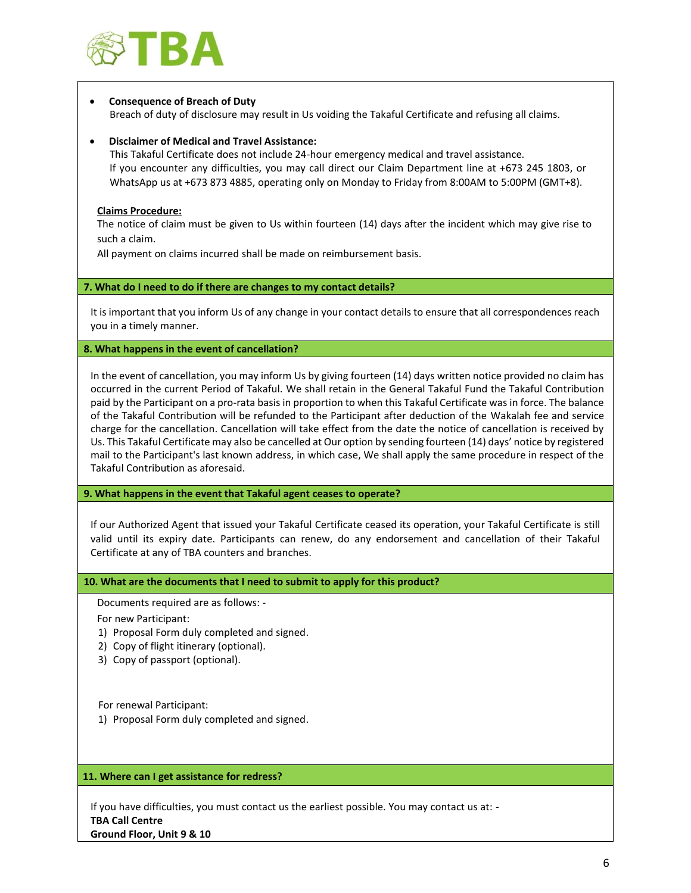- **Consequence of Breach of Duty**
  Breach of duty of disclosure may result in Us voiding the Takaful Certificate and refusing all claims.

- **Disclaimer of Medical and Travel Assistance:**
  This Takaful Certificate does not include 24-hour emergency medical and travel assistance.
  If you encounter any difficulties, you may call direct our Claim Department line at +673 245 1803, or WhatsApp us at +673 873 4885, operating only on Monday to Friday from 8:00AM to 5:00PM (GMT+8).

**Claims Procedure:**

The notice of claim must be given to Us within fourteen (14) days after the incident which may give rise to such a claim.

All payment on claims incurred shall be made on reimbursement basis.

## 7. What do I need to do if there are changes to my contact details?

It is important that you inform Us of any change in your contact details to ensure that all correspondences reach you in a timely manner.

## 8. What happens in the event of cancellation?

In the event of cancellation, you may inform Us by giving fourteen (14) days written notice provided no claim has occurred in the current Period of Takaful. We shall retain in the General Takaful Fund the Takaful Contribution paid by the Participant on a pro-rata basis in proportion to when this Takaful Certificate was in force. The balance of the Takaful Contribution will be refunded to the Participant after deduction of the Wakalah fee and service charge for the cancellation. Cancellation will take effect from the date the notice of cancellation is received by Us. This Takaful Certificate may also be cancelled at Our option by sending fourteen (14) days' notice by registered mail to the Participant's last known address, in which case, We shall apply the same procedure in respect of the Takaful Contribution as aforesaid.

## 9. What happens in the event that Takaful agent ceases to operate?

If our Authorized Agent that issued your Takaful Certificate ceased its operation, your Takaful Certificate is still valid until its expiry date. Participants can renew, do any endorsement and cancellation of their Takaful Certificate at any of TBA counters and branches.

## 10. What are the documents that I need to submit to apply for this product?

Documents required are as follows: -

For new Participant:

1) Proposal Form duly completed and signed.
2) Copy of flight itinerary (optional).
3) Copy of passport (optional).

For renewal Participant:

1) Proposal Form duly completed and signed.

## 11. Where can I get assistance for redress?

If you have difficulties, you must contact us the earliest possible. You may contact us at: -

**TBA Call Centre**
**Ground Floor, Unit 9 & 10**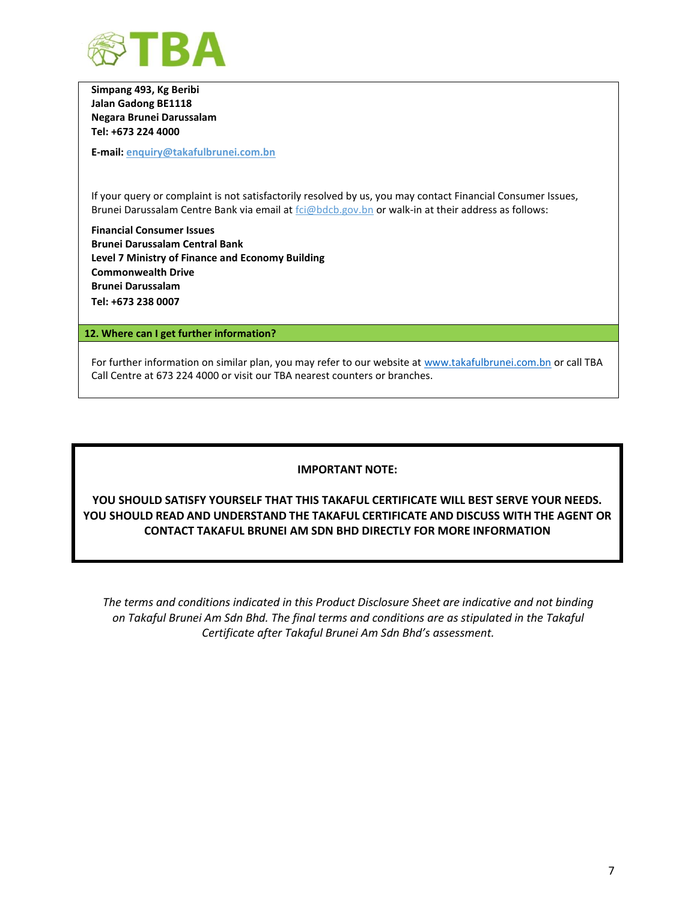**Simpang 493, Kg Beribi**
**Jalan Gadong BE1118**
**Negara Brunei Darussalam**
**Tel: +673 224 4000**

**E-mail:** enquiry@takafulbrunei.com.bn

If your query or complaint is not satisfactorily resolved by us, you may contact Financial Consumer Issues, Brunei Darussalam Centre Bank via email at fci@bdcb.gov.bn or walk-in at their address as follows:

**Financial Consumer Issues**
**Brunei Darussalam Central Bank**
**Level 7 Ministry of Finance and Economy Building**
**Commonwealth Drive**
**Brunei Darussalam**
**Tel: +673 238 0007**

## 12. Where can I get further information?

For further information on similar plan, you may refer to our website at www.takafulbrunei.com.bn or call TBA Call Centre at 673 224 4000 or visit our TBA nearest counters or branches.

**IMPORTANT NOTE:**

**YOU SHOULD SATISFY YOURSELF THAT THIS TAKAFUL CERTIFICATE WILL BEST SERVE YOUR NEEDS. YOU SHOULD READ AND UNDERSTAND THE TAKAFUL CERTIFICATE AND DISCUSS WITH THE AGENT OR CONTACT TAKAFUL BRUNEI AM SDN BHD DIRECTLY FOR MORE INFORMATION**

*The terms and conditions indicated in this Product Disclosure Sheet are indicative and not binding on Takaful Brunei Am Sdn Bhd. The final terms and conditions are as stipulated in the Takaful Certificate after Takaful Brunei Am Sdn Bhd's assessment.*